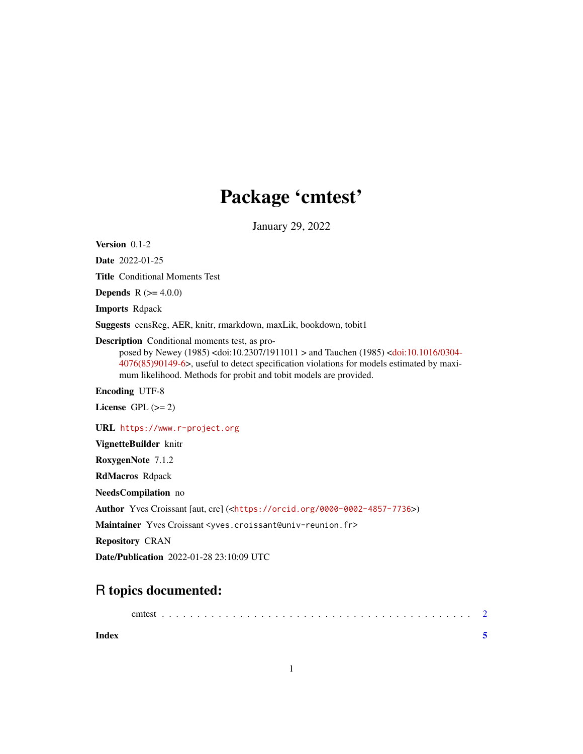# Package 'cmtest'

January 29, 2022

**Version** 0.1-2

**Date** 2022-01-25

**Title** Conditional Moments Test

**Depends** R (>= 4.0.0)

**Imports** Rdpack

**Suggests** censReg, AER, knitr, rmarkdown, maxLik, bookdown, tobit1

**Description** Conditional moments test, as proposed by Newey (1985) <doi:10.2307/1911011 > and Tauchen (1985) <doi:10.1016/0304-4076(85)90149-6>, useful to detect specification violations for models estimated by maximum likelihood. Methods for probit and tobit models are provided.

**Encoding** UTF-8

**License** GPL (>= 2)

**URL** https://www.r-project.org

**VignetteBuilder** knitr

**RoxygenNote** 7.1.2

**RdMacros** Rdpack

**NeedsCompilation** no

**Author** Yves Croissant [aut, cre] (<https://orcid.org/0000-0002-4857-7736>)

**Maintainer** Yves Croissant <yves.croissant@univ-reunion.fr>

**Repository** CRAN

**Date/Publication** 2022-01-28 23:10:09 UTC

## R topics documented:

cmtest . . . . . . . . . . . . . . . . . . . . . . . . . . . . . . . . . . . . . . . . . . 2

**Index** **5**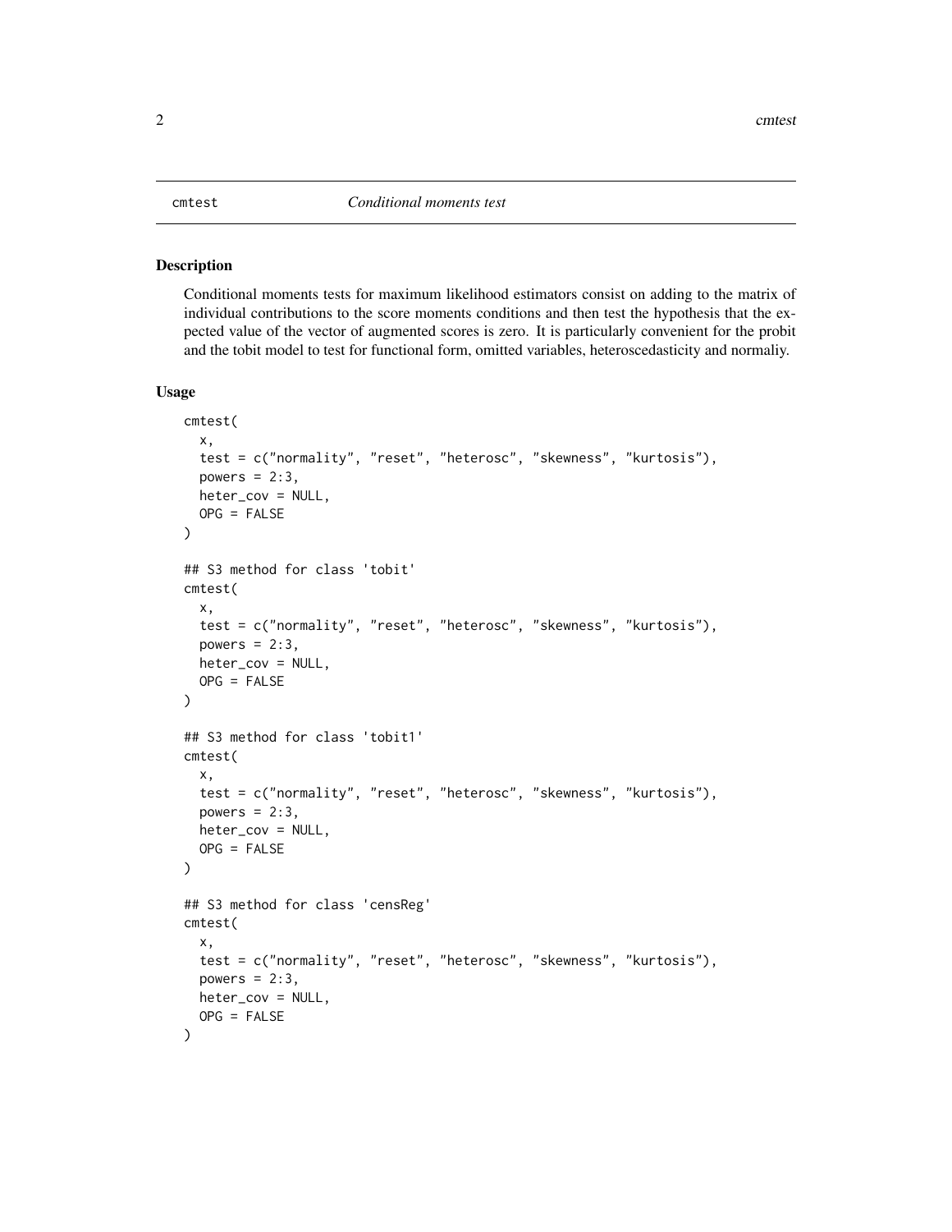## cmtest — *Conditional moments test*

### Description

Conditional moments tests for maximum likelihood estimators consist on adding to the matrix of individual contributions to the score moments conditions and then test the hypothesis that the expected value of the vector of augmented scores is zero. It is particularly convenient for the probit and the tobit model to test for functional form, omitted variables, heteroscedasticity and normaliy.

### Usage

```
cmtest(
  x,
  test = c("normality", "reset", "heterosc", "skewness", "kurtosis"),
  powers = 2:3,
  heter_cov = NULL,
  OPG = FALSE
)

## S3 method for class 'tobit'
cmtest(
  x,
  test = c("normality", "reset", "heterosc", "skewness", "kurtosis"),
  powers = 2:3,
  heter_cov = NULL,
  OPG = FALSE
)

## S3 method for class 'tobit1'
cmtest(
  x,
  test = c("normality", "reset", "heterosc", "skewness", "kurtosis"),
  powers = 2:3,
  heter_cov = NULL,
  OPG = FALSE
)

## S3 method for class 'censReg'
cmtest(
  x,
  test = c("normality", "reset", "heterosc", "skewness", "kurtosis"),
  powers = 2:3,
  heter_cov = NULL,
  OPG = FALSE
)
```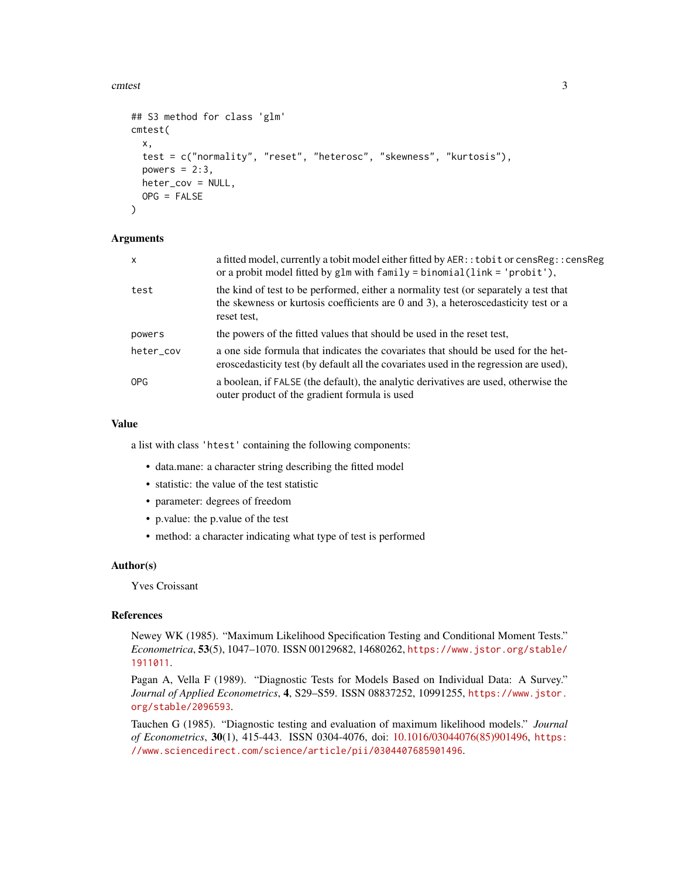```
## S3 method for class 'glm'
cmtest(
  x,
  test = c("normality", "reset", "heterosc", "skewness", "kurtosis"),
  powers = 2:3,
  heter_cov = NULL,
  OPG = FALSE
)
```

### Arguments

| | |
|---|---|
| `x` | a fitted model, currently a tobit model either fitted by `AER::tobit` or `censReg::censReg` or a probit model fitted by `glm` with `family = binomial(link = 'probit')`, |
| `test` | the kind of test to be performed, either a normality test (or separately a test that the skewness or kurtosis coefficients are 0 and 3), a heteroscedasticity test or a reset test, |
| `powers` | the powers of the fitted values that should be used in the reset test, |
| `heter_cov` | a one side formula that indicates the covariates that should be used for the heteroscedasticity test (by default all the covariates used in the regression are used), |
| `OPG` | a boolean, if `FALSE` (the default), the analytic derivatives are used, otherwise the outer product of the gradient formula is used |

### Value

a list with class `'htest'` containing the following components:

- data.mane: a character string describing the fitted model
- statistic: the value of the test statistic
- parameter: degrees of freedom
- p.value: the p.value of the test
- method: a character indicating what type of test is performed

### Author(s)

Yves Croissant

### References

Newey WK (1985). "Maximum Likelihood Specification Testing and Conditional Moment Tests." *Econometrica*, **53**(5), 1047–1070. ISSN 00129682, 14680262, https://www.jstor.org/stable/1911011.

Pagan A, Vella F (1989). "Diagnostic Tests for Models Based on Individual Data: A Survey." *Journal of Applied Econometrics*, **4**, S29–S59. ISSN 08837252, 10991255, https://www.jstor.org/stable/2096593.

Tauchen G (1985). "Diagnostic testing and evaluation of maximum likelihood models." *Journal of Econometrics*, **30**(1), 415-443. ISSN 0304-4076, doi: 10.1016/03044076(85)901496, https://www.sciencedirect.com/science/article/pii/0304407685901496.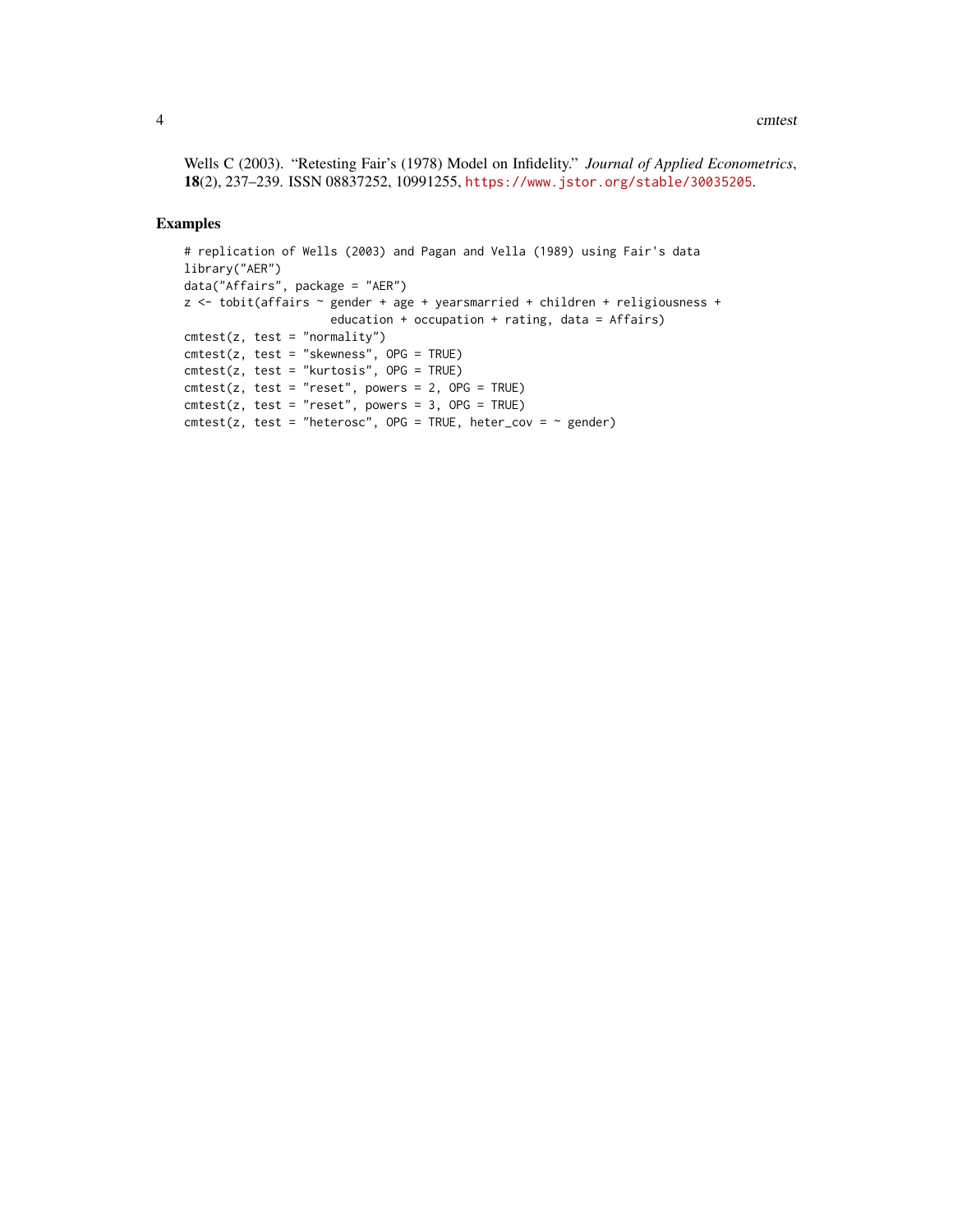Wells C (2003). "Retesting Fair's (1978) Model on Infidelity." *Journal of Applied Econometrics*, **18**(2), 237–239. ISSN 08837252, 10991255, https://www.jstor.org/stable/30035205.

## Examples

```
# replication of Wells (2003) and Pagan and Vella (1989) using Fair's data
library("AER")
data("Affairs", package = "AER")
z <- tobit(affairs ~ gender + age + yearsmarried + children + religiousness +
                     education + occupation + rating, data = Affairs)
cmtest(z, test = "normality")
cmtest(z, test = "skewness", OPG = TRUE)
cmtest(z, test = "kurtosis", OPG = TRUE)
cmtest(z, test = "reset", powers = 2, OPG = TRUE)
cmtest(z, test = "reset", powers = 3, OPG = TRUE)
cmtest(z, test = "heterosc", OPG = TRUE, heter_cov = ~ gender)
```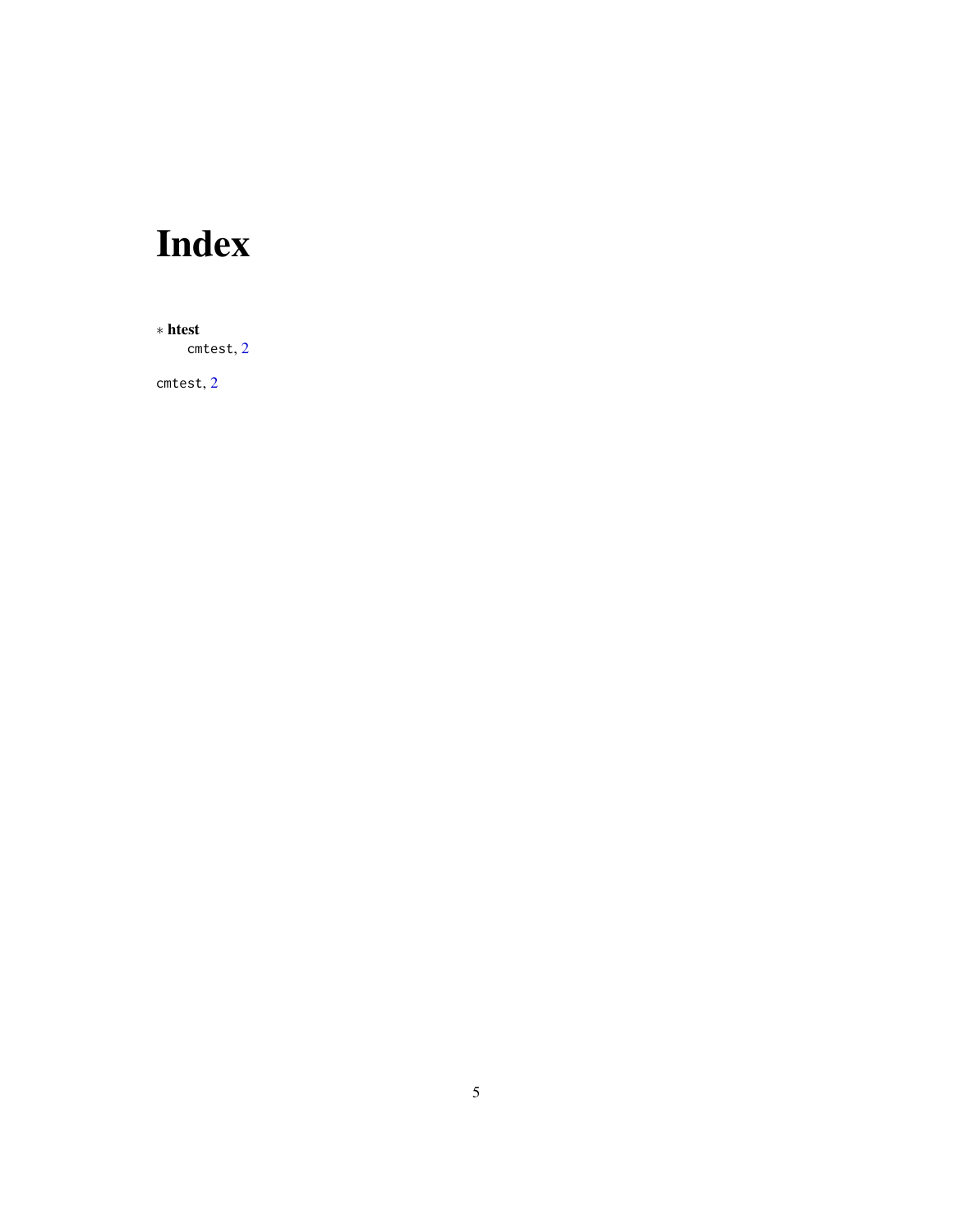# Index

* **htest**
    `cmtest`, 2

`cmtest`, 2